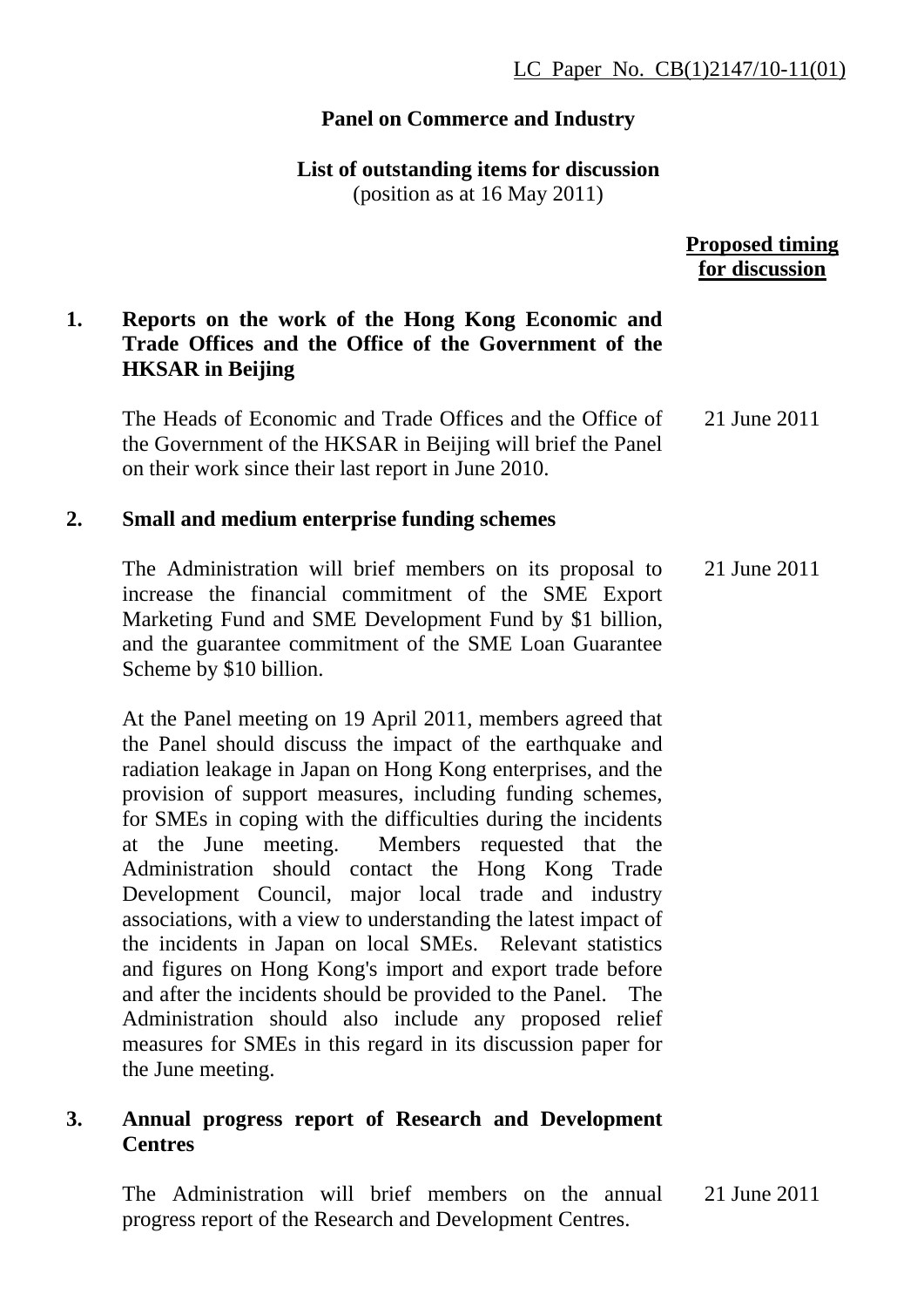LC Paper No. CB(1)2147/10-11(01)

**Panel on Commerce and Industry**

**List of outstanding items for discussion**
(position as at 16 May 2011)

| | | **Proposed timing for discussion** |
|---|---|---|
| **1.** | **Reports on the work of the Hong Kong Economic and Trade Offices and the Office of the Government of the HKSAR in Beijing** | |
| | The Heads of Economic and Trade Offices and the Office of the Government of the HKSAR in Beijing will brief the Panel on their work since their last report in June 2010. | 21 June 2011 |
| **2.** | **Small and medium enterprise funding schemes** | |
| | The Administration will brief members on its proposal to increase the financial commitment of the SME Export Marketing Fund and SME Development Fund by $1 billion, and the guarantee commitment of the SME Loan Guarantee Scheme by $10 billion. | 21 June 2011 |
| | At the Panel meeting on 19 April 2011, members agreed that the Panel should discuss the impact of the earthquake and radiation leakage in Japan on Hong Kong enterprises, and the provision of support measures, including funding schemes, for SMEs in coping with the difficulties during the incidents at the June meeting. Members requested that the Administration should contact the Hong Kong Trade Development Council, major local trade and industry associations, with a view to understanding the latest impact of the incidents in Japan on local SMEs. Relevant statistics and figures on Hong Kong's import and export trade before and after the incidents should be provided to the Panel. The Administration should also include any proposed relief measures for SMEs in this regard in its discussion paper for the June meeting. | |
| **3.** | **Annual progress report of Research and Development Centres** | |
| | The Administration will brief members on the annual progress report of the Research and Development Centres. | 21 June 2011 |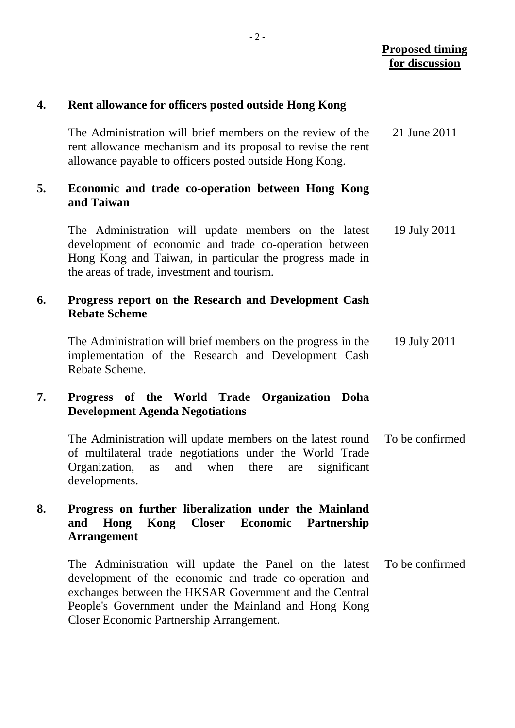**Proposed timing for discussion**

**4. Rent allowance for officers posted outside Hong Kong**

The Administration will brief members on the review of the rent allowance mechanism and its proposal to revise the rent allowance payable to officers posted outside Hong Kong. — 21 June 2011

**5. Economic and trade co-operation between Hong Kong and Taiwan**

The Administration will update members on the latest development of economic and trade co-operation between Hong Kong and Taiwan, in particular the progress made in the areas of trade, investment and tourism. — 19 July 2011

**6. Progress report on the Research and Development Cash Rebate Scheme**

The Administration will brief members on the progress in the implementation of the Research and Development Cash Rebate Scheme. — 19 July 2011

**7. Progress of the World Trade Organization Doha Development Agenda Negotiations**

The Administration will update members on the latest round of multilateral trade negotiations under the World Trade Organization, as and when there are significant developments. — To be confirmed

**8. Progress on further liberalization under the Mainland and Hong Kong Closer Economic Partnership Arrangement**

The Administration will update the Panel on the latest development of the economic and trade co-operation and exchanges between the HKSAR Government and the Central People's Government under the Mainland and Hong Kong Closer Economic Partnership Arrangement. — To be confirmed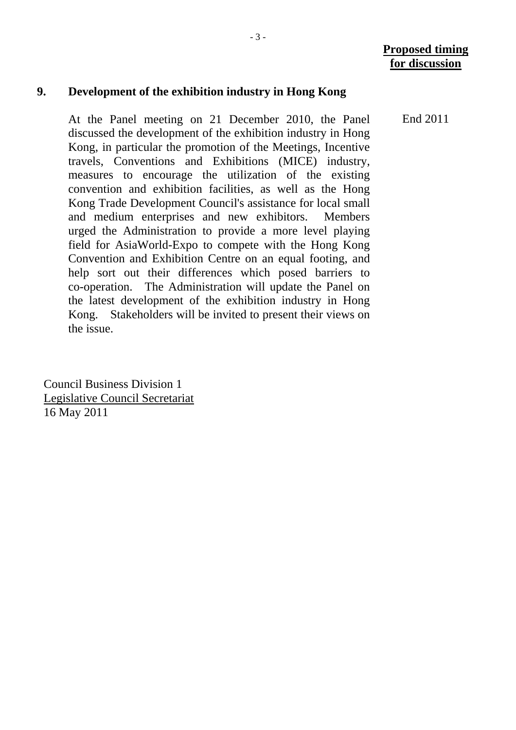**Proposed timing for discussion**

**9. Development of the exhibition industry in Hong Kong**

At the Panel meeting on 21 December 2010, the Panel discussed the development of the exhibition industry in Hong Kong, in particular the promotion of the Meetings, Incentive travels, Conventions and Exhibitions (MICE) industry, measures to encourage the utilization of the existing convention and exhibition facilities, as well as the Hong Kong Trade Development Council's assistance for local small and medium enterprises and new exhibitors. Members urged the Administration to provide a more level playing field for AsiaWorld-Expo to compete with the Hong Kong Convention and Exhibition Centre on an equal footing, and help sort out their differences which posed barriers to co-operation. The Administration will update the Panel on the latest development of the exhibition industry in Hong Kong. Stakeholders will be invited to present their views on the issue.

End 2011

Council Business Division 1
Legislative Council Secretariat
16 May 2011